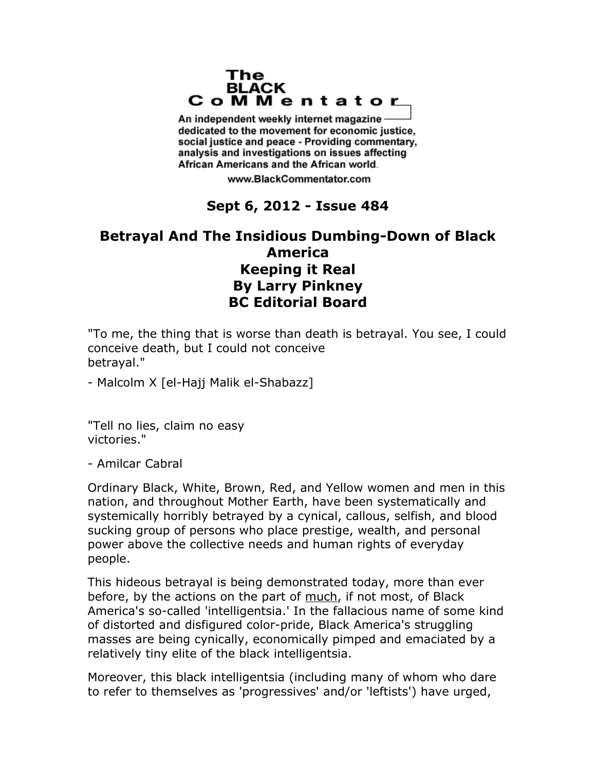The BLACK CoMMentator

An independent weekly internet magazine dedicated to the movement for economic justice, social justice and peace - Providing commentary, analysis and investigations on issues affecting African Americans and the African world.

www.BlackCommentator.com

**Sept 6, 2012 - Issue 484**

# Betrayal And The Insidious Dumbing-Down of Black America
## Keeping it Real
## By Larry Pinkney
## BC Editorial Board

"To me, the thing that is worse than death is betrayal. You see, I could conceive death, but I could not conceive betrayal."

- Malcolm X [el-Hajj Malik el-Shabazz]

"Tell no lies, claim no easy victories."

- Amilcar Cabral

Ordinary Black, White, Brown, Red, and Yellow women and men in this nation, and throughout Mother Earth, have been systematically and systemically horribly betrayed by a cynical, callous, selfish, and blood sucking group of persons who place prestige, wealth, and personal power above the collective needs and human rights of everyday people.

This hideous betrayal is being demonstrated today, more than ever before, by the actions on the part of much, if not most, of Black America's so-called 'intelligentsia.' In the fallacious name of some kind of distorted and disfigured color-pride, Black America's struggling masses are being cynically, economically pimped and emaciated by a relatively tiny elite of the black intelligentsia.

Moreover, this black intelligentsia (including many of whom who dare to refer to themselves as 'progressives' and/or 'leftists') have urged,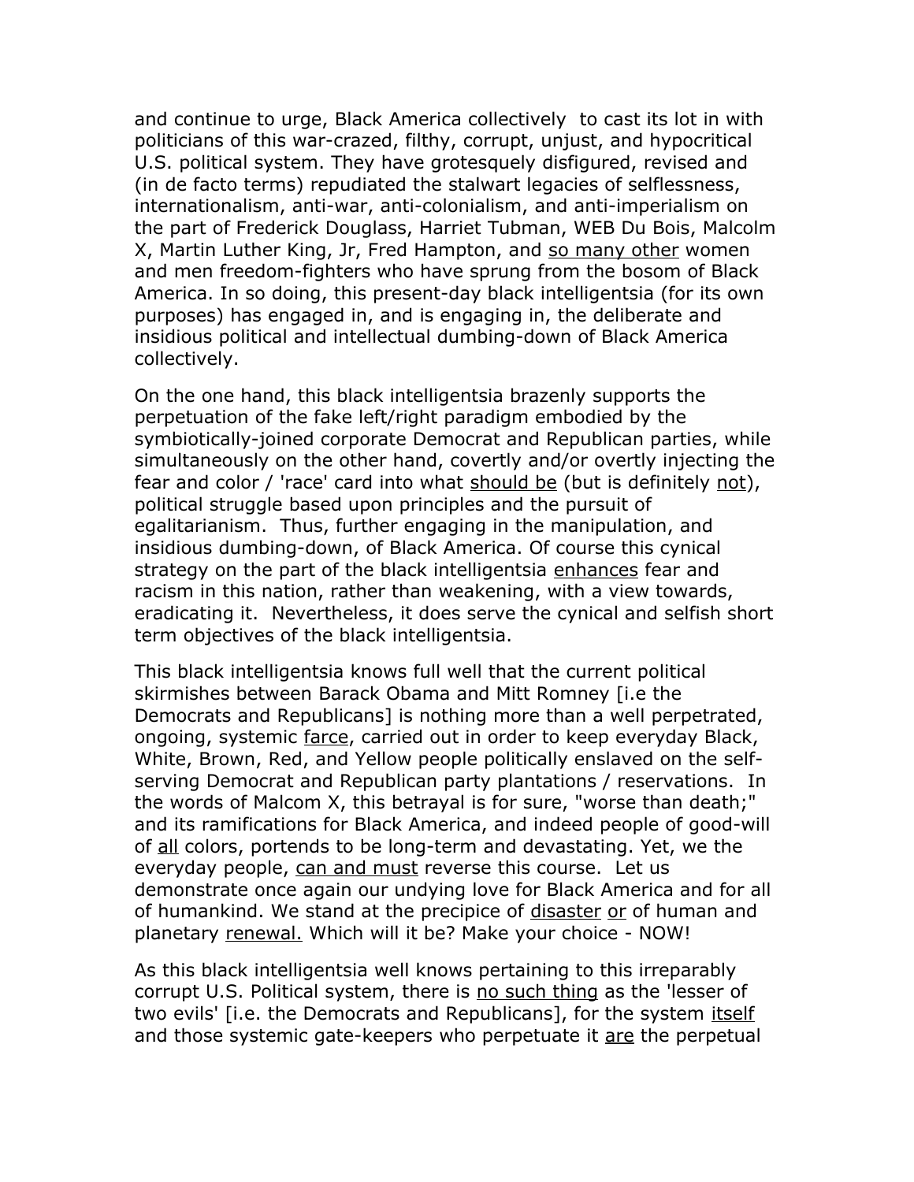and continue to urge, Black America collectively to cast its lot in with politicians of this war-crazed, filthy, corrupt, unjust, and hypocritical U.S. political system. They have grotesquely disfigured, revised and (in de facto terms) repudiated the stalwart legacies of selflessness, internationalism, anti-war, anti-colonialism, and anti-imperialism on the part of Frederick Douglass, Harriet Tubman, WEB Du Bois, Malcolm X, Martin Luther King, Jr, Fred Hampton, and <u>so many other</u> women and men freedom-fighters who have sprung from the bosom of Black America. In so doing, this present-day black intelligentsia (for its own purposes) has engaged in, and is engaging in, the deliberate and insidious political and intellectual dumbing-down of Black America collectively.

On the one hand, this black intelligentsia brazenly supports the perpetuation of the fake left/right paradigm embodied by the symbiotically-joined corporate Democrat and Republican parties, while simultaneously on the other hand, covertly and/or overtly injecting the fear and color / 'race' card into what <u>should be</u> (but is definitely <u>not</u>), political struggle based upon principles and the pursuit of egalitarianism. Thus, further engaging in the manipulation, and insidious dumbing-down, of Black America. Of course this cynical strategy on the part of the black intelligentsia <u>enhances</u> fear and racism in this nation, rather than weakening, with a view towards, eradicating it. Nevertheless, it does serve the cynical and selfish short term objectives of the black intelligentsia.

This black intelligentsia knows full well that the current political skirmishes between Barack Obama and Mitt Romney [i.e the Democrats and Republicans] is nothing more than a well perpetrated, ongoing, systemic <u>farce</u>, carried out in order to keep everyday Black, White, Brown, Red, and Yellow people politically enslaved on the self-serving Democrat and Republican party plantations / reservations. In the words of Malcom X, this betrayal is for sure, "worse than death;" and its ramifications for Black America, and indeed people of good-will of <u>all</u> colors, portends to be long-term and devastating. Yet, we the everyday people, <u>can and must</u> reverse this course. Let us demonstrate once again our undying love for Black America and for all of humankind. We stand at the precipice of <u>disaster</u> <u>or</u> of human and planetary <u>renewal.</u> Which will it be? Make your choice - NOW!

As this black intelligentsia well knows pertaining to this irreparably corrupt U.S. Political system, there is <u>no such thing</u> as the 'lesser of two evils' [i.e. the Democrats and Republicans], for the system <u>itself</u> and those systemic gate-keepers who perpetuate it <u>are</u> the perpetual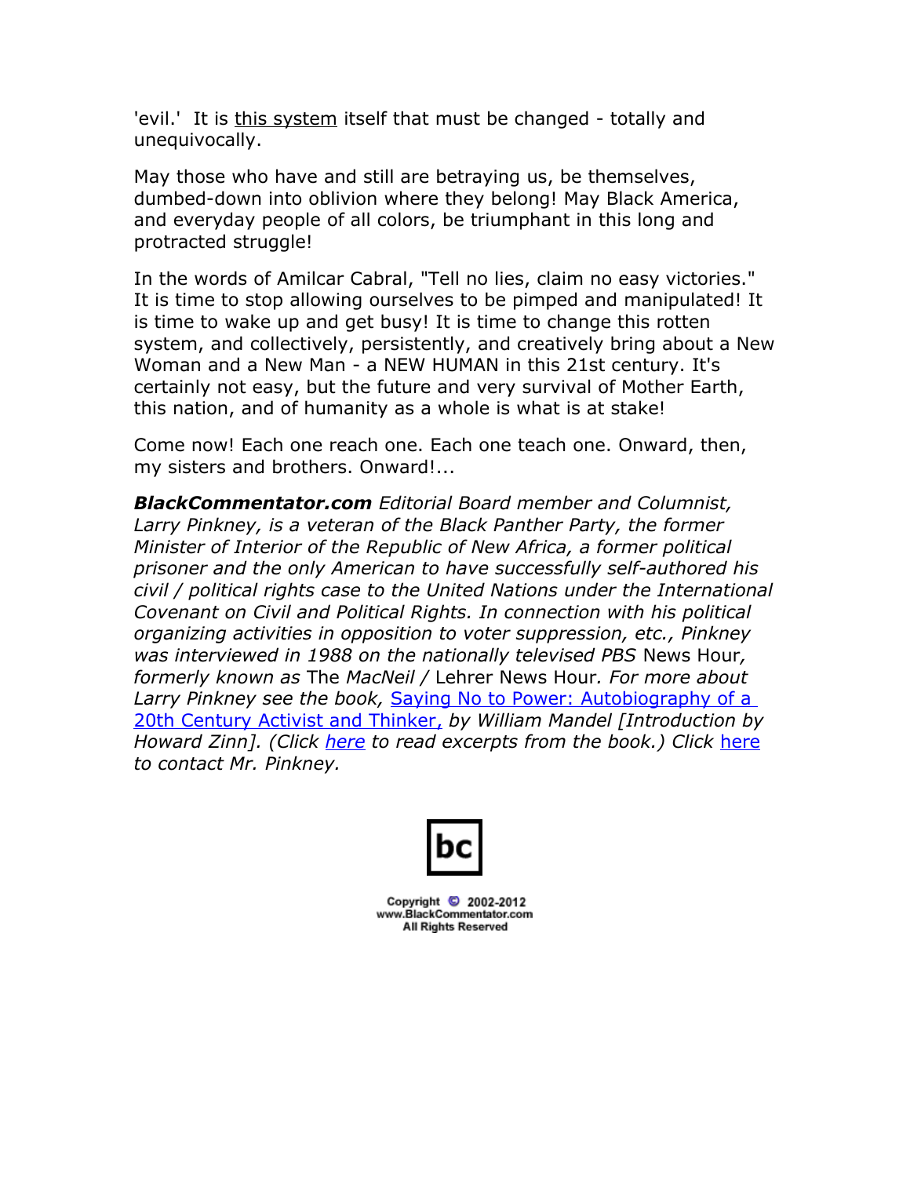'evil.' It is this system itself that must be changed - totally and unequivocally.

May those who have and still are betraying us, be themselves, dumbed-down into oblivion where they belong! May Black America, and everyday people of all colors, be triumphant in this long and protracted struggle!

In the words of Amilcar Cabral, "Tell no lies, claim no easy victories." It is time to stop allowing ourselves to be pimped and manipulated! It is time to wake up and get busy! It is time to change this rotten system, and collectively, persistently, and creatively bring about a New Woman and a New Man - a NEW HUMAN in this 21st century. It's certainly not easy, but the future and very survival of Mother Earth, this nation, and of humanity as a whole is what is at stake!

Come now! Each one reach one. Each one teach one. Onward, then, my sisters and brothers. Onward!...

***BlackCommentator.com*** *Editorial Board member and Columnist, Larry Pinkney, is a veteran of the Black Panther Party, the former Minister of Interior of the Republic of New Africa, a former political prisoner and the only American to have successfully self-authored his civil / political rights case to the United Nations under the International Covenant on Civil and Political Rights. In connection with his political organizing activities in opposition to voter suppression, etc., Pinkney was interviewed in 1988 on the nationally televised PBS* News Hour*, formerly known as* The *MacNeil /* Lehrer News Hour*. For more about Larry Pinkney see the book,* Saying No to Power: Autobiography of a 20th Century Activist and Thinker, *by William Mandel [Introduction by Howard Zinn]. (Click* here *to read excerpts from the book.) Click* here *to contact Mr. Pinkney.*

bc

Copyright © 2002-2012
www.BlackCommentator.com
All Rights Reserved